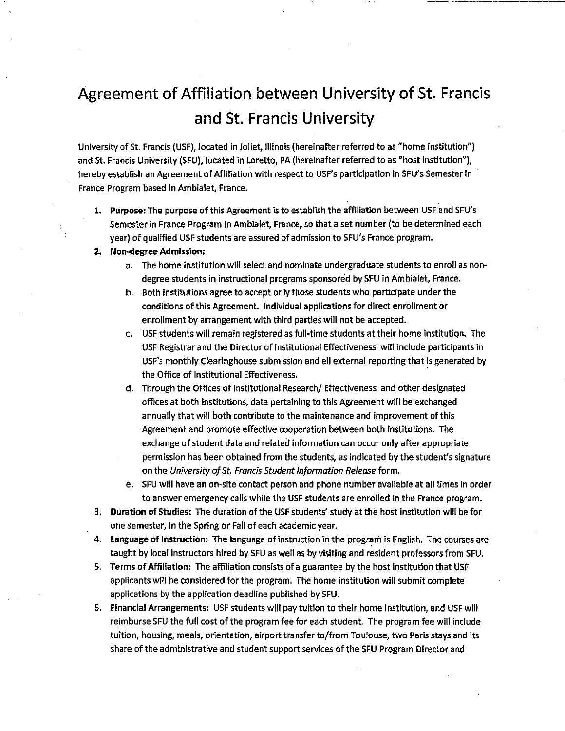# Agreement of Affiliation between University of St. Francis and St. Francis University

University of St. Francis (USF), located in Joliet, Illinois (hereinafter referred to as "home institution") and St. Francis University (SFU), located in Loretto, PA (hereinafter referred to as "host institution"), hereby establish an Agreement of Affiliation with respect to USF's participation in SFU's Semester in France Program based in Ambialet, France.

1. **Purpose:** The purpose of this Agreement is to establish the affiliation between USF and SFU's Semester in France Program in Ambialet, France, so that a set number (to be determined each year) of qualified USF students are assured of admission to SFU's France program.
2. **Non-degree Admission:**
   a. The home institution will select and nominate undergraduate students to enroll as non-degree students in instructional programs sponsored by SFU in Ambialet, France.
   b. Both institutions agree to accept only those students who participate under the conditions of this Agreement. Individual applications for direct enrollment or enrollment by arrangement with third parties will not be accepted.
   c. USF students will remain registered as full-time students at their home institution. The USF Registrar and the Director of Institutional Effectiveness will include participants in USF's monthly Clearinghouse submission and all external reporting that is generated by the Office of Institutional Effectiveness.
   d. Through the Offices of Institutional Research/ Effectiveness and other designated offices at both institutions, data pertaining to this Agreement will be exchanged annually that will both contribute to the maintenance and improvement of this Agreement and promote effective cooperation between both institutions. The exchange of student data and related information can occur only after appropriate permission has been obtained from the students, as indicated by the student's signature on the *University of St. Francis Student Information Release* form.
   e. SFU will have an on-site contact person and phone number available at all times in order to answer emergency calls while the USF students are enrolled in the France program.
3. **Duration of Studies:** The duration of the USF students' study at the host institution will be for one semester, in the Spring or Fall of each academic year.
4. **Language of Instruction:** The language of instruction in the program is English. The courses are taught by local instructors hired by SFU as well as by visiting and resident professors from SFU.
5. **Terms of Affiliation:** The affiliation consists of a guarantee by the host institution that USF applicants will be considered for the program. The home institution will submit complete applications by the application deadline published by SFU.
6. **Financial Arrangements:** USF students will pay tuition to their home institution, and USF will reimburse SFU the full cost of the program fee for each student. The program fee will include tuition, housing, meals, orientation, airport transfer to/from Toulouse, two Paris stays and its share of the administrative and student support services of the SFU Program Director and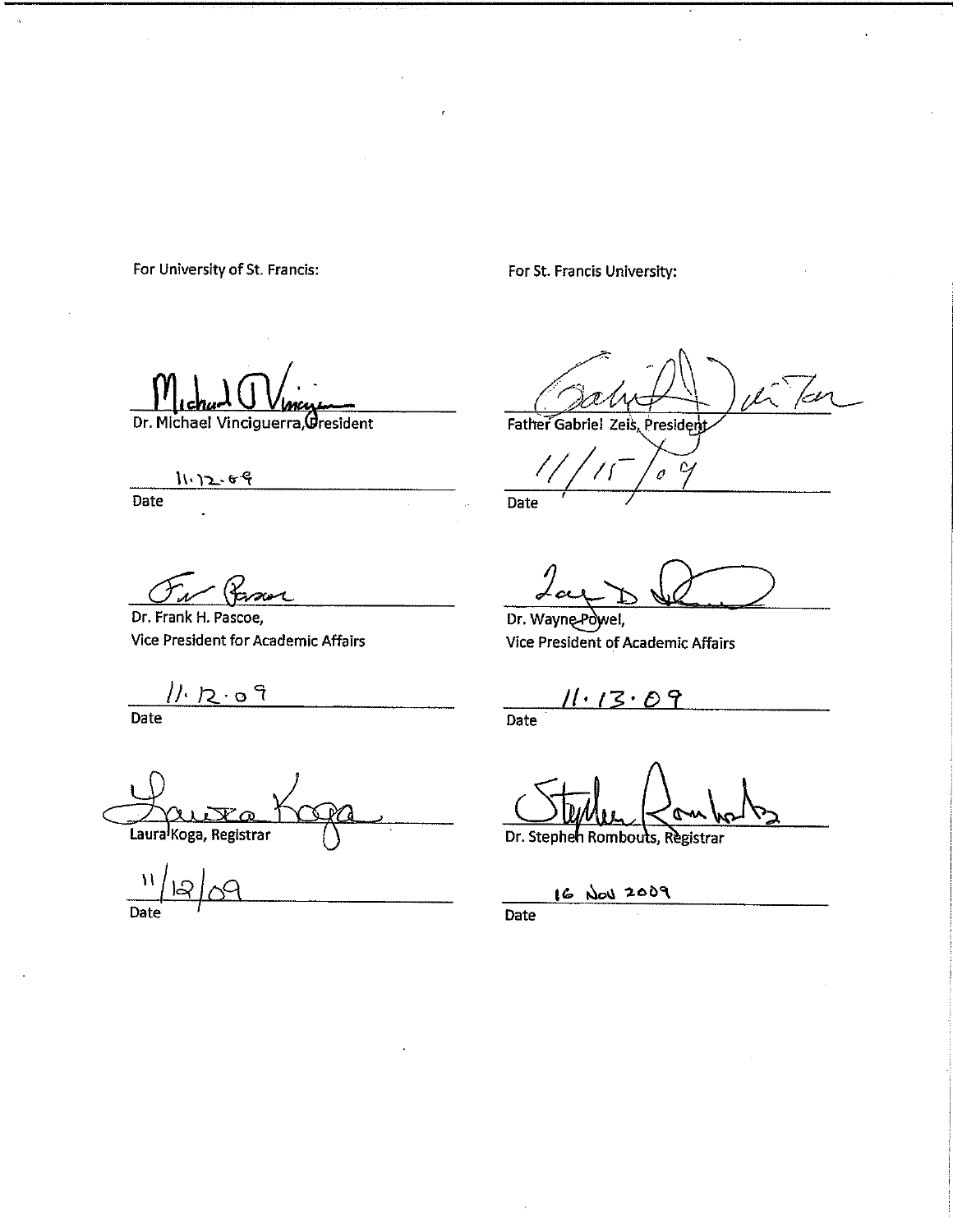For University of St. Francis:

Dr. Michael Vinciguerra, President

11.12.09

Date

Dr. Frank H. Pascoe,
Vice President for Academic Affairs

11.12.09

Date

Laura Koga, Registrar

11/12/09

Date

For St. Francis University:

Father Gabriel Zeis, President

11/15/09

Date

Dr. Wayne Powel,
Vice President of Academic Affairs

11.13.09

Date

Dr. Stephen Rombouts, Registrar

16 Nov 2009

Date